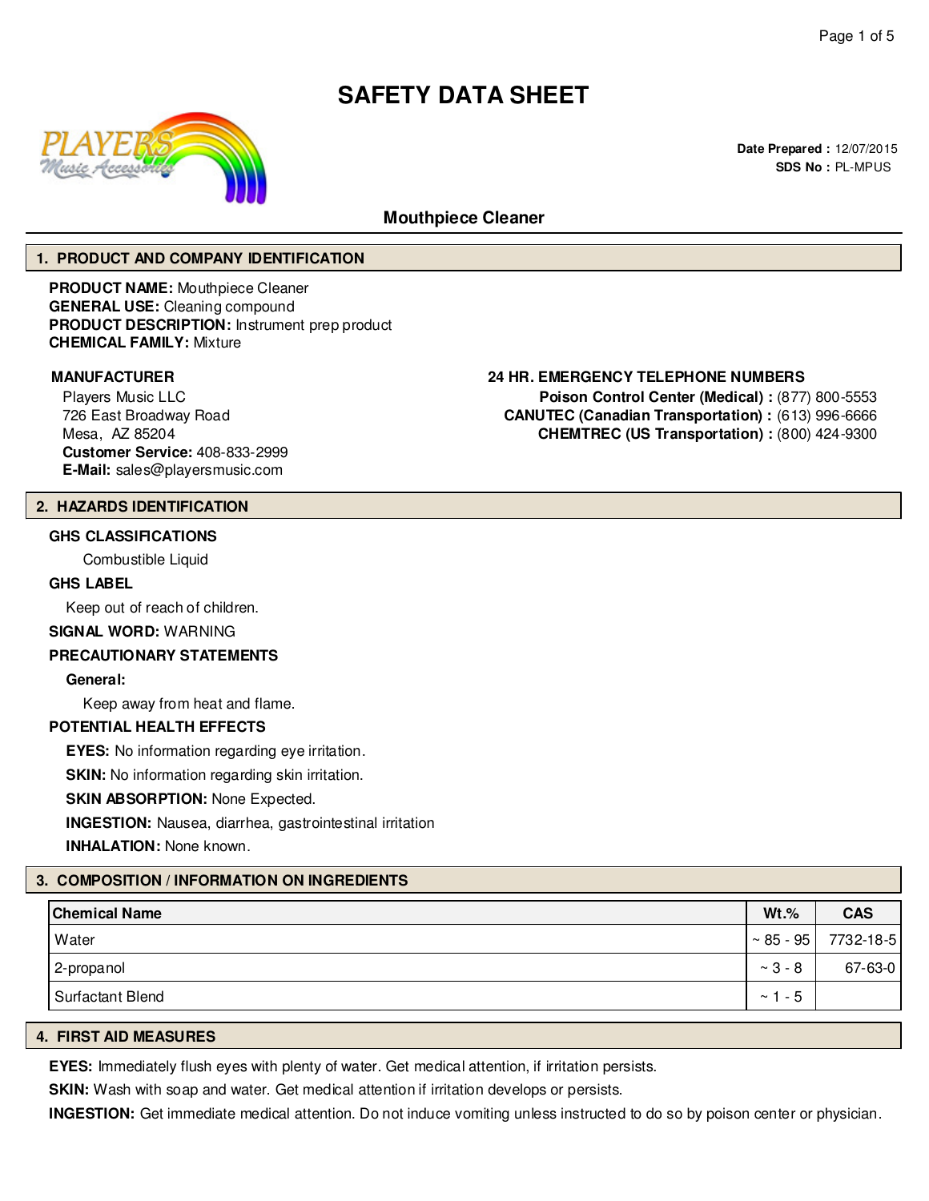# SAFETY DATA SHEET

**Date Prepared :** 12/07/2015
**SDS No :** PL-MPUS

## Mouthpiece Cleaner

## 1. PRODUCT AND COMPANY IDENTIFICATION

**PRODUCT NAME:** Mouthpiece Cleaner
**GENERAL USE:** Cleaning compound
**PRODUCT DESCRIPTION:** Instrument prep product
**CHEMICAL FAMILY:** Mixture

**MANUFACTURER**
Players Music LLC
726 East Broadway Road
Mesa, AZ 85204
**Customer Service:** 408-833-2999
**E-Mail:** sales@playersmusic.com

**24 HR. EMERGENCY TELEPHONE NUMBERS**
**Poison Control Center (Medical) :** (877) 800-5553
**CANUTEC (Canadian Transportation) :** (613) 996-6666
**CHEMTREC (US Transportation) :** (800) 424-9300

## 2. HAZARDS IDENTIFICATION

**GHS CLASSIFICATIONS**

Combustible Liquid

**GHS LABEL**

Keep out of reach of children.

**SIGNAL WORD:** WARNING

**PRECAUTIONARY STATEMENTS**

**General:**

Keep away from heat and flame.

**POTENTIAL HEALTH EFFECTS**

**EYES:** No information regarding eye irritation.

**SKIN:** No information regarding skin irritation.

**SKIN ABSORPTION:** None Expected.

**INGESTION:** Nausea, diarrhea, gastrointestinal irritation

**INHALATION:** None known.

## 3. COMPOSITION / INFORMATION ON INGREDIENTS

| Chemical Name | Wt.% | CAS |
|---|---|---|
| Water | ~ 85 - 95 | 7732-18-5 |
| 2-propanol | ~ 3 - 8 | 67-63-0 |
| Surfactant Blend | ~ 1 - 5 | |

## 4. FIRST AID MEASURES

**EYES:** Immediately flush eyes with plenty of water. Get medical attention, if irritation persists.

**SKIN:** Wash with soap and water. Get medical attention if irritation develops or persists.

**INGESTION:** Get immediate medical attention. Do not induce vomiting unless instructed to do so by poison center or physician.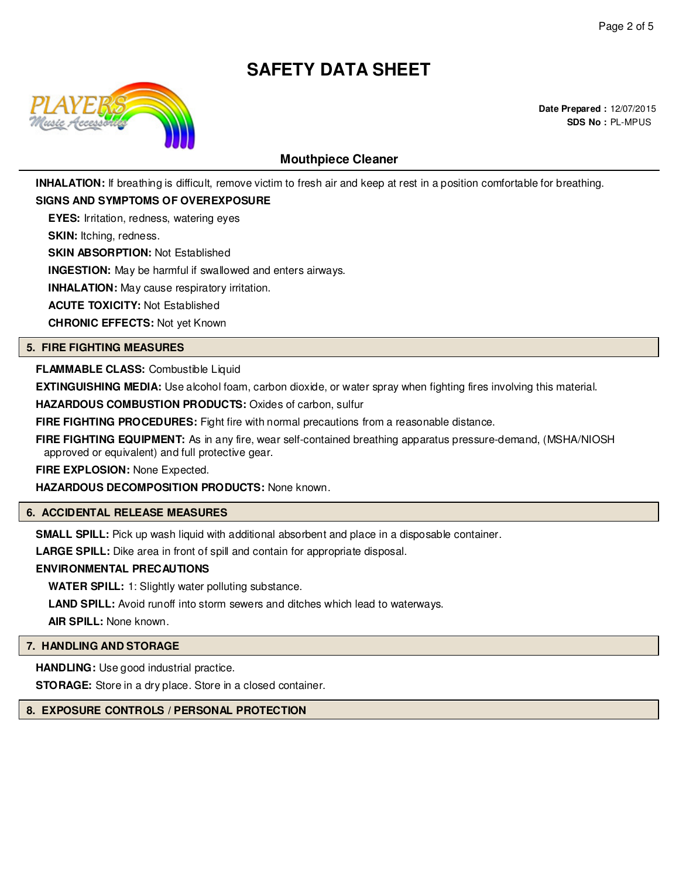**INHALATION:** If breathing is difficult, remove victim to fresh air and keep at rest in a position comfortable for breathing.

**SIGNS AND SYMPTOMS OF OVEREXPOSURE**

**EYES:** Irritation, redness, watering eyes

**SKIN:** Itching, redness.

**SKIN ABSORPTION:** Not Established

**INGESTION:** May be harmful if swallowed and enters airways.

**INHALATION:** May cause respiratory irritation.

**ACUTE TOXICITY:** Not Established

**CHRONIC EFFECTS:** Not yet Known

## 5. FIRE FIGHTING MEASURES

**FLAMMABLE CLASS:** Combustible Liquid

**EXTINGUISHING MEDIA:** Use alcohol foam, carbon dioxide, or water spray when fighting fires involving this material.

**HAZARDOUS COMBUSTION PRODUCTS:** Oxides of carbon, sulfur

**FIRE FIGHTING PROCEDURES:** Fight fire with normal precautions from a reasonable distance.

**FIRE FIGHTING EQUIPMENT:** As in any fire, wear self-contained breathing apparatus pressure-demand, (MSHA/NIOSH approved or equivalent) and full protective gear.

**FIRE EXPLOSION:** None Expected.

**HAZARDOUS DECOMPOSITION PRODUCTS:** None known.

## 6. ACCIDENTAL RELEASE MEASURES

**SMALL SPILL:** Pick up wash liquid with additional absorbent and place in a disposable container.

**LARGE SPILL:** Dike area in front of spill and contain for appropriate disposal.

**ENVIRONMENTAL PRECAUTIONS**

**WATER SPILL:** 1: Slightly water polluting substance.

**LAND SPILL:** Avoid runoff into storm sewers and ditches which lead to waterways.

**AIR SPILL:** None known.

## 7. HANDLING AND STORAGE

**HANDLING:** Use good industrial practice.

**STORAGE:** Store in a dry place. Store in a closed container.

## 8. EXPOSURE CONTROLS / PERSONAL PROTECTION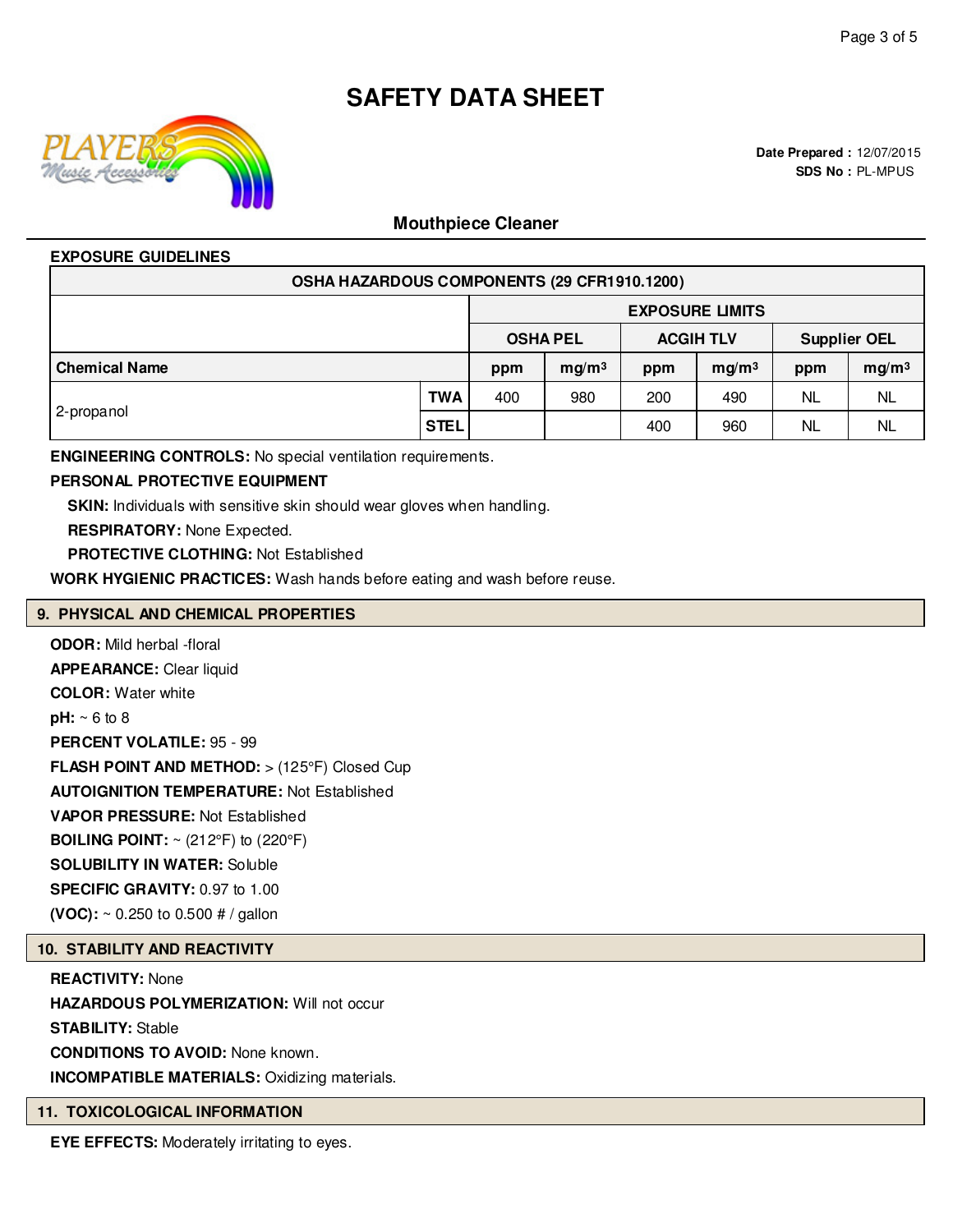# SAFETY DATA SHEET

**Date Prepared :** 12/07/2015
**SDS No :** PL-MPUS

## Mouthpiece Cleaner

**EXPOSURE GUIDELINES**

| OSHA HAZARDOUS COMPONENTS (29 CFR1910.1200) | | | | | | | | |
|---|---|---|---|---|---|---|---|---|
| | | EXPOSURE LIMITS | | | | | | |
| | | OSHA PEL | | ACGIH TLV | | Supplier OEL | | |
| **Chemical Name** | | **ppm** | **mg/m³** | **ppm** | **mg/m³** | **ppm** | **mg/m³** |
| 2-propanol | **TWA** | 400 | 980 | 200 | 490 | NL | NL |
| | **STEL** | | | 400 | 960 | NL | NL |

**ENGINEERING CONTROLS:** No special ventilation requirements.

**PERSONAL PROTECTIVE EQUIPMENT**

**SKIN:** Individuals with sensitive skin should wear gloves when handling.

**RESPIRATORY:** None Expected.

**PROTECTIVE CLOTHING:** Not Established

**WORK HYGIENIC PRACTICES:** Wash hands before eating and wash before reuse.

## 9. PHYSICAL AND CHEMICAL PROPERTIES

**ODOR:** Mild herbal -floral

**APPEARANCE:** Clear liquid

**COLOR:** Water white

**pH:** ~ 6 to 8

**PERCENT VOLATILE:** 95 - 99

**FLASH POINT AND METHOD:** > (125°F) Closed Cup

**AUTOIGNITION TEMPERATURE:** Not Established

**VAPOR PRESSURE:** Not Established

**BOILING POINT:** ~ (212°F) to (220°F)

**SOLUBILITY IN WATER:** Soluble

**SPECIFIC GRAVITY:** 0.97 to 1.00

**(VOC):** ~ 0.250 to 0.500 # / gallon

## 10. STABILITY AND REACTIVITY

**REACTIVITY:** None

**HAZARDOUS POLYMERIZATION:** Will not occur

**STABILITY:** Stable

**CONDITIONS TO AVOID:** None known.

**INCOMPATIBLE MATERIALS:** Oxidizing materials.

## 11. TOXICOLOGICAL INFORMATION

**EYE EFFECTS:** Moderately irritating to eyes.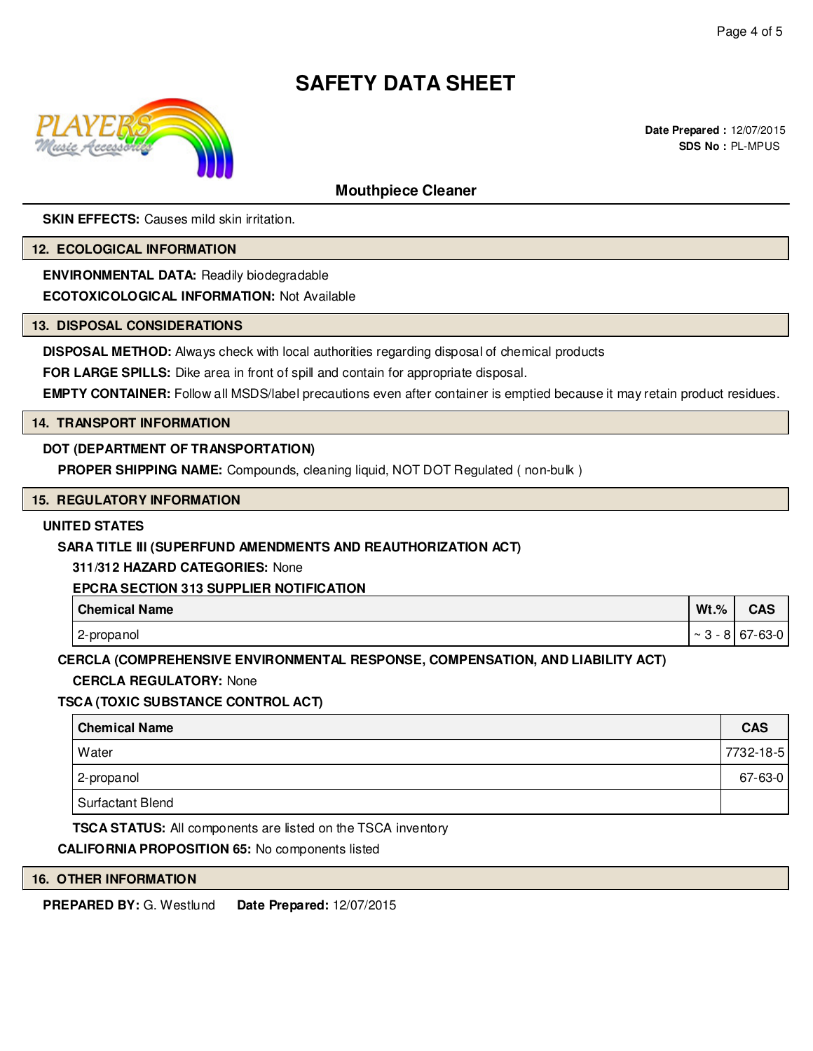**SKIN EFFECTS:** Causes mild skin irritation.

## 12. ECOLOGICAL INFORMATION

**ENVIRONMENTAL DATA:** Readily biodegradable

**ECOTOXICOLOGICAL INFORMATION:** Not Available

## 13. DISPOSAL CONSIDERATIONS

**DISPOSAL METHOD:** Always check with local authorities regarding disposal of chemical products

**FOR LARGE SPILLS:** Dike area in front of spill and contain for appropriate disposal.

**EMPTY CONTAINER:** Follow all MSDS/label precautions even after container is emptied because it may retain product residues.

## 14. TRANSPORT INFORMATION

**DOT (DEPARTMENT OF TRANSPORTATION)**

**PROPER SHIPPING NAME:** Compounds, cleaning liquid, NOT DOT Regulated ( non-bulk )

## 15. REGULATORY INFORMATION

**UNITED STATES**

**SARA TITLE III (SUPERFUND AMENDMENTS AND REAUTHORIZATION ACT)**

**311/312 HAZARD CATEGORIES:** None

**EPCRA SECTION 313 SUPPLIER NOTIFICATION**

| Chemical Name | Wt.% | CAS |
| --- | --- | --- |
| 2-propanol | ~ 3 - 8 | 67-63-0 |

**CERCLA (COMPREHENSIVE ENVIRONMENTAL RESPONSE, COMPENSATION, AND LIABILITY ACT)**

**CERCLA REGULATORY:** None

**TSCA (TOXIC SUBSTANCE CONTROL ACT)**

| Chemical Name | CAS |
| --- | --- |
| Water | 7732-18-5 |
| 2-propanol | 67-63-0 |
| Surfactant Blend | |

**TSCA STATUS:** All components are listed on the TSCA inventory

**CALIFORNIA PROPOSITION 65:** No components listed

## 16. OTHER INFORMATION

**PREPARED BY:** G. Westlund **Date Prepared:** 12/07/2015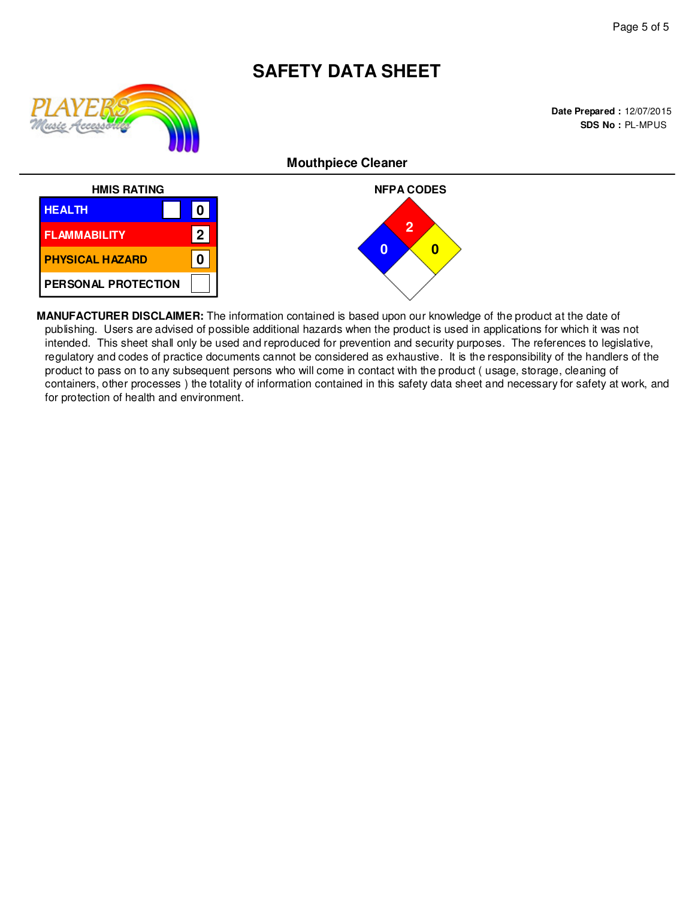# SAFETY DATA SHEET

**Date Prepared :** 12/07/2015
**SDS No :** PL-MPUS

## Mouthpiece Cleaner

**HMIS RATING**

| | |
|---|---|
| HEALTH | 0 |
| FLAMMABILITY | 2 |
| PHYSICAL HAZARD | 0 |
| PERSONAL PROTECTION | |

**NFPA CODES**

2
0
0

**MANUFACTURER DISCLAIMER:** The information contained is based upon our knowledge of the product at the date of publishing. Users are advised of possible additional hazards when the product is used in applications for which it was not intended. This sheet shall only be used and reproduced for prevention and security purposes. The references to legislative, regulatory and codes of practice documents cannot be considered as exhaustive. It is the responsibility of the handlers of the product to pass on to any subsequent persons who will come in contact with the product ( usage, storage, cleaning of containers, other processes ) the totality of information contained in this safety data sheet and necessary for safety at work, and for protection of health and environment.